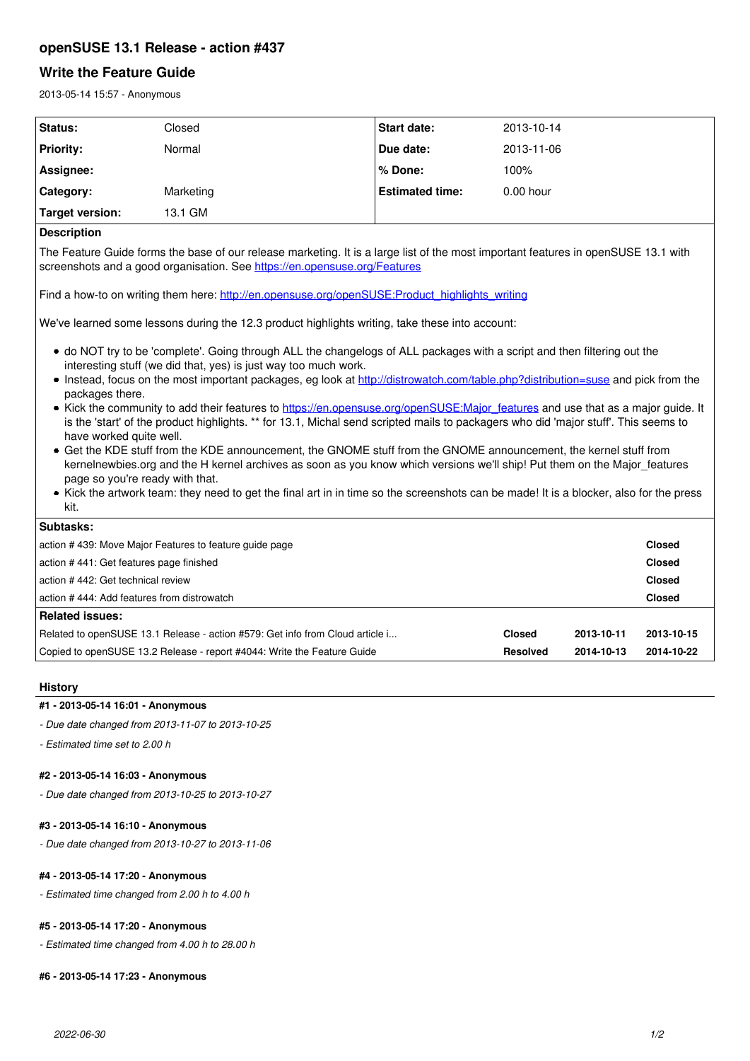# openSUSE 13.1 Release - action #437

## Write the Feature Guide

2013-05-14 15:57 - Anonymous

| | | | |
|---|---|---|---|
| **Status:** | Closed | **Start date:** | 2013-10-14 |
| **Priority:** | Normal | **Due date:** | 2013-11-06 |
| **Assignee:** | | **% Done:** | 100% |
| **Category:** | Marketing | **Estimated time:** | 0.00 hour |
| **Target version:** | 13.1 GM | | |

**Description**

The Feature Guide forms the base of our release marketing. It is a large list of the most important features in openSUSE 13.1 with screenshots and a good organisation. See https://en.opensuse.org/Features

Find a how-to on writing them here: http://en.opensuse.org/openSUSE:Product_highlights_writing

We've learned some lessons during the 12.3 product highlights writing, take these into account:

- do NOT try to be 'complete'. Going through ALL the changelogs of ALL packages with a script and then filtering out the interesting stuff (we did that, yes) is just way too much work.
- Instead, focus on the most important packages, eg look at http://distrowatch.com/table.php?distribution=suse and pick from the packages there.
- Kick the community to add their features to https://en.opensuse.org/openSUSE:Major_features and use that as a major guide. It is the 'start' of the product highlights. ** for 13.1, Michal send scripted mails to packagers who did 'major stuff'. This seems to have worked quite well.
- Get the KDE stuff from the KDE announcement, the GNOME stuff from the GNOME announcement, the kernel stuff from kernelnewbies.org and the H kernel archives as soon as you know which versions we'll ship! Put them on the Major_features page so you're ready with that.
- Kick the artwork team: they need to get the final art in in time so the screenshots can be made! It is a blocker, also for the press kit.

**Subtasks:**

| | |
|---|---|
| action # 439: Move Major Features to feature guide page | **Closed** |
| action # 441: Get features page finished | **Closed** |
| action # 442: Get technical review | **Closed** |
| action # 444: Add features from distrowatch | **Closed** |

**Related issues:**

| | | | |
|---|---|---|---|
| Related to openSUSE 13.1 Release - action #579: Get info from Cloud article i... | **Closed** | **2013-10-11** | **2013-10-15** |
| Copied to openSUSE 13.2 Release - report #4044: Write the Feature Guide | **Resolved** | **2014-10-13** | **2014-10-22** |

### History

**#1 - 2013-05-14 16:01 - Anonymous**

*- Due date changed from 2013-11-07 to 2013-10-25*

*- Estimated time set to 2.00 h*

**#2 - 2013-05-14 16:03 - Anonymous**

*- Due date changed from 2013-10-25 to 2013-10-27*

**#3 - 2013-05-14 16:10 - Anonymous**

*- Due date changed from 2013-10-27 to 2013-11-06*

**#4 - 2013-05-14 17:20 - Anonymous**

*- Estimated time changed from 2.00 h to 4.00 h*

**#5 - 2013-05-14 17:20 - Anonymous**

*- Estimated time changed from 4.00 h to 28.00 h*

**#6 - 2013-05-14 17:23 - Anonymous**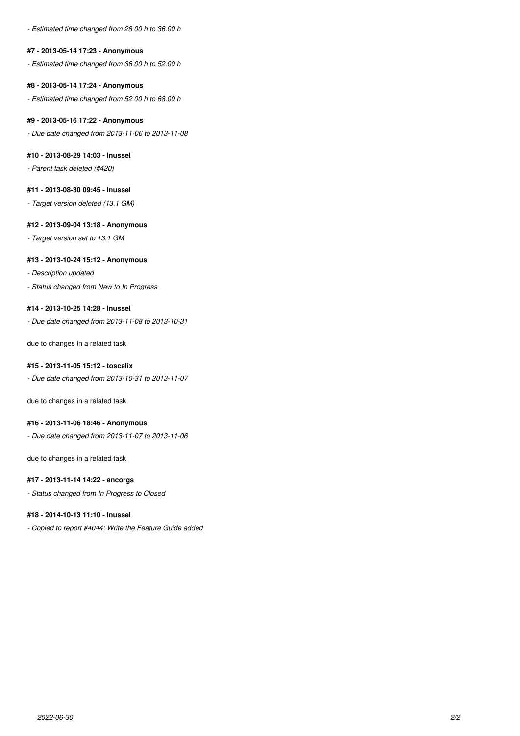*- Estimated time changed from 28.00 h to 36.00 h*

**#7 - 2013-05-14 17:23 - Anonymous**

*- Estimated time changed from 36.00 h to 52.00 h*

**#8 - 2013-05-14 17:24 - Anonymous**

*- Estimated time changed from 52.00 h to 68.00 h*

**#9 - 2013-05-16 17:22 - Anonymous**

*- Due date changed from 2013-11-06 to 2013-11-08*

**#10 - 2013-08-29 14:03 - lnussel**

*- Parent task deleted (#420)*

**#11 - 2013-08-30 09:45 - lnussel**

*- Target version deleted (13.1 GM)*

**#12 - 2013-09-04 13:18 - Anonymous**

*- Target version set to 13.1 GM*

**#13 - 2013-10-24 15:12 - Anonymous**

*- Description updated*

*- Status changed from New to In Progress*

**#14 - 2013-10-25 14:28 - lnussel**

*- Due date changed from 2013-11-08 to 2013-10-31*

due to changes in a related task

**#15 - 2013-11-05 15:12 - toscalix**

*- Due date changed from 2013-10-31 to 2013-11-07*

due to changes in a related task

**#16 - 2013-11-06 18:46 - Anonymous**

*- Due date changed from 2013-11-07 to 2013-11-06*

due to changes in a related task

**#17 - 2013-11-14 14:22 - ancorgs**

*- Status changed from In Progress to Closed*

**#18 - 2014-10-13 11:10 - lnussel**

*- Copied to report #4044: Write the Feature Guide added*